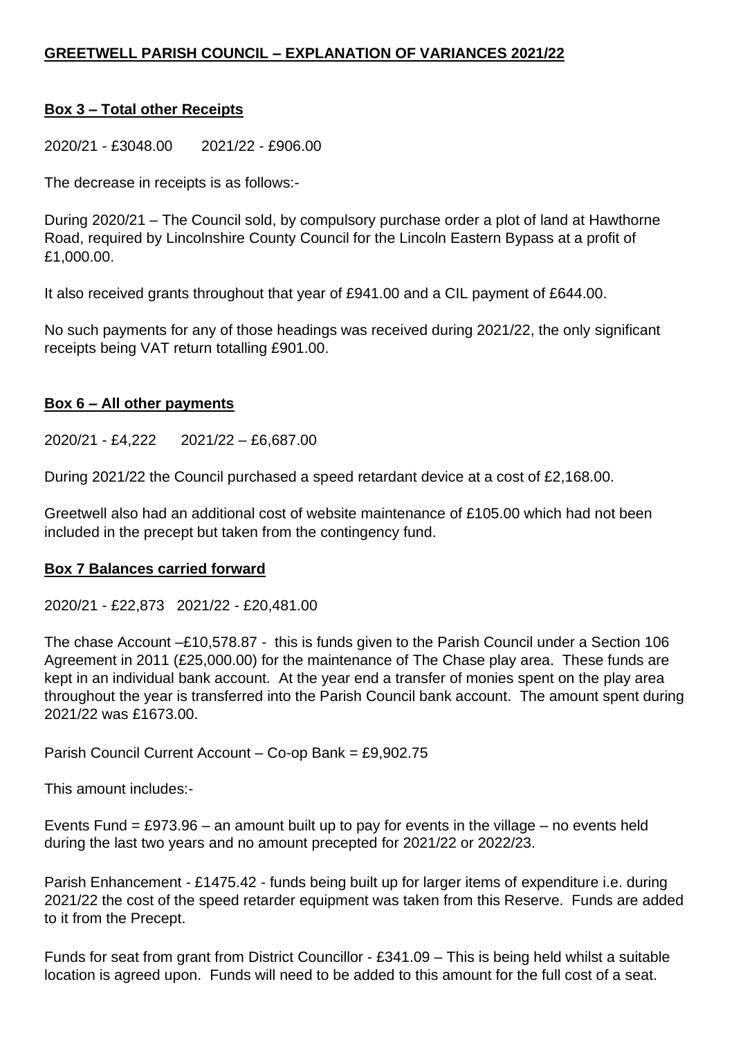# GREETWELL PARISH COUNCIL – EXPLANATION OF VARIANCES 2021/22

## Box 3 – Total other Receipts

2020/21 - £3048.00 2021/22 - £906.00

The decrease in receipts is as follows:-

During 2020/21 – The Council sold, by compulsory purchase order a plot of land at Hawthorne Road, required by Lincolnshire County Council for the Lincoln Eastern Bypass at a profit of £1,000.00.

It also received grants throughout that year of £941.00 and a CIL payment of £644.00.

No such payments for any of those headings was received during 2021/22, the only significant receipts being VAT return totalling £901.00.

## Box 6 – All other payments

2020/21 - £4,222 2021/22 – £6,687.00

During 2021/22 the Council purchased a speed retardant device at a cost of £2,168.00.

Greetwell also had an additional cost of website maintenance of £105.00 which had not been included in the precept but taken from the contingency fund.

## Box 7 Balances carried forward

2020/21 - £22,873 2021/22 - £20,481.00

The chase Account –£10,578.87 - this is funds given to the Parish Council under a Section 106 Agreement in 2011 (£25,000.00) for the maintenance of The Chase play area. These funds are kept in an individual bank account. At the year end a transfer of monies spent on the play area throughout the year is transferred into the Parish Council bank account. The amount spent during 2021/22 was £1673.00.

Parish Council Current Account – Co-op Bank = £9,902.75

This amount includes:-

Events Fund = £973.96 – an amount built up to pay for events in the village – no events held during the last two years and no amount precepted for 2021/22 or 2022/23.

Parish Enhancement - £1475.42 - funds being built up for larger items of expenditure i.e. during 2021/22 the cost of the speed retarder equipment was taken from this Reserve. Funds are added to it from the Precept.

Funds for seat from grant from District Councillor - £341.09 – This is being held whilst a suitable location is agreed upon. Funds will need to be added to this amount for the full cost of a seat.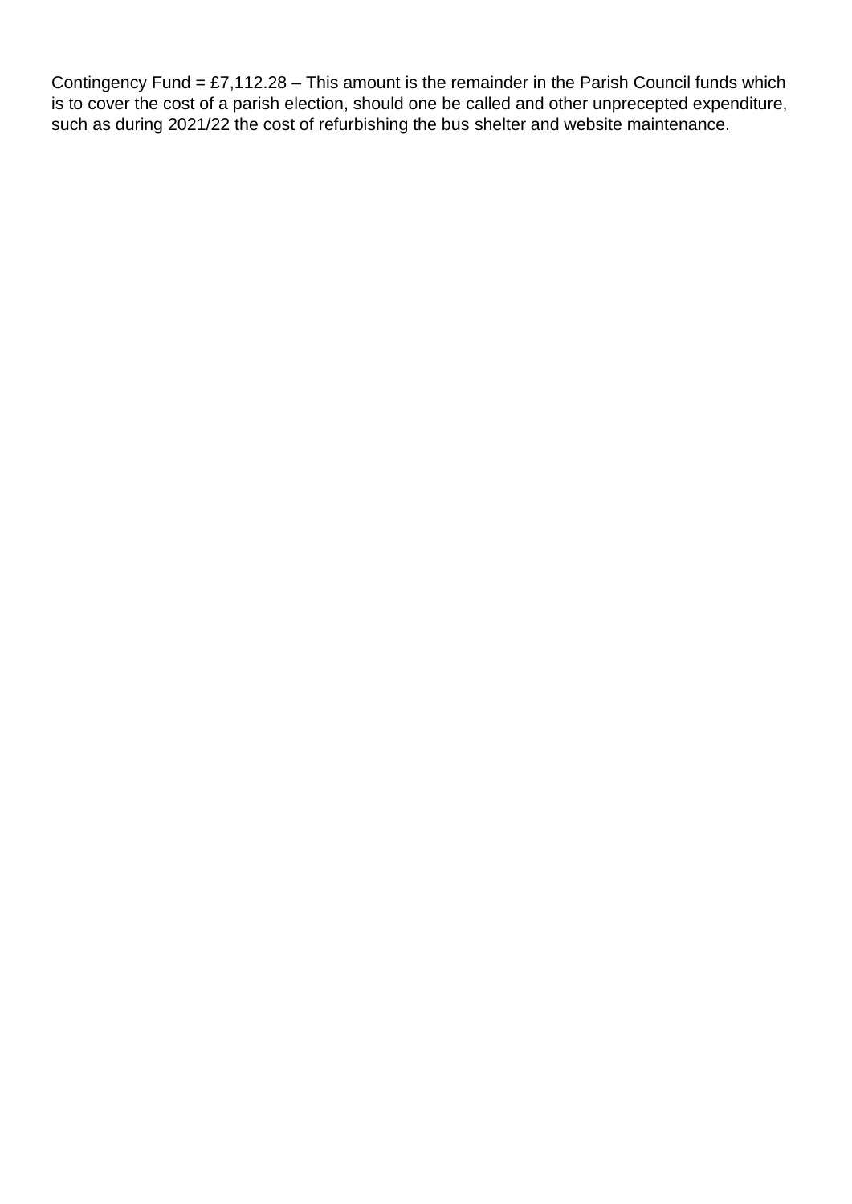Contingency Fund = £7,112.28 – This amount is the remainder in the Parish Council funds which is to cover the cost of a parish election, should one be called and other unprecepted expenditure, such as during 2021/22 the cost of refurbishing the bus shelter and website maintenance.